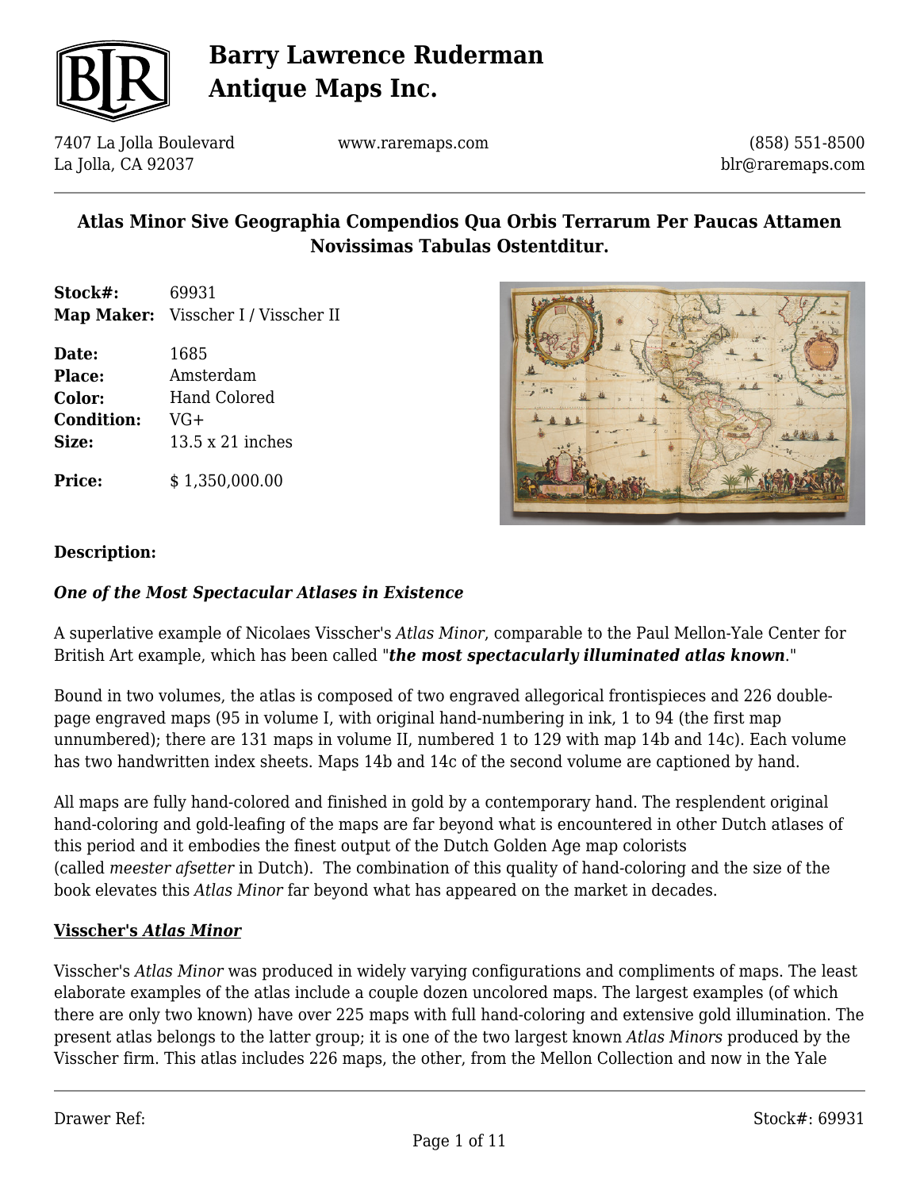# Barry Lawrence Ruderman Antique Maps Inc.

7407 La Jolla Boulevard
La Jolla, CA 92037

www.raremaps.com

(858) 551-8500
blr@raremaps.com

## Atlas Minor Sive Geographia Compendios Qua Orbis Terrarum Per Paucas Attamen Novissimas Tabulas Ostentditur.

**Stock#:** 69931
**Map Maker:** Visscher I / Visscher II

**Date:** 1685
**Place:** Amsterdam
**Color:** Hand Colored
**Condition:** VG+
**Size:** 13.5 x 21 inches

**Price:** $ 1,350,000.00

**Description:**

***One of the Most Spectacular Atlases in Existence***

A superlative example of Nicolaes Visscher's *Atlas Minor*, comparable to the Paul Mellon-Yale Center for British Art example, which has been called "***the most spectacularly illuminated atlas known***."

Bound in two volumes, the atlas is composed of two engraved allegorical frontispieces and 226 double-page engraved maps (95 in volume I, with original hand-numbering in ink, 1 to 94 (the first map unnumbered); there are 131 maps in volume II, numbered 1 to 129 with map 14b and 14c). Each volume has two handwritten index sheets. Maps 14b and 14c of the second volume are captioned by hand.

All maps are fully hand-colored and finished in gold by a contemporary hand. The resplendent original hand-coloring and gold-leafing of the maps are far beyond what is encountered in other Dutch atlases of this period and it embodies the finest output of the Dutch Golden Age map colorists (called *meester afsetter* in Dutch). The combination of this quality of hand-coloring and the size of the book elevates this *Atlas Minor* far beyond what has appeared on the market in decades.

**Visscher's *Atlas Minor***

Visscher's *Atlas Minor* was produced in widely varying configurations and compliments of maps. The least elaborate examples of the atlas include a couple dozen uncolored maps. The largest examples (of which there are only two known) have over 225 maps with full hand-coloring and extensive gold illumination. The present atlas belongs to the latter group; it is one of the two largest known *Atlas Minors* produced by the Visscher firm. This atlas includes 226 maps, the other, from the Mellon Collection and now in the Yale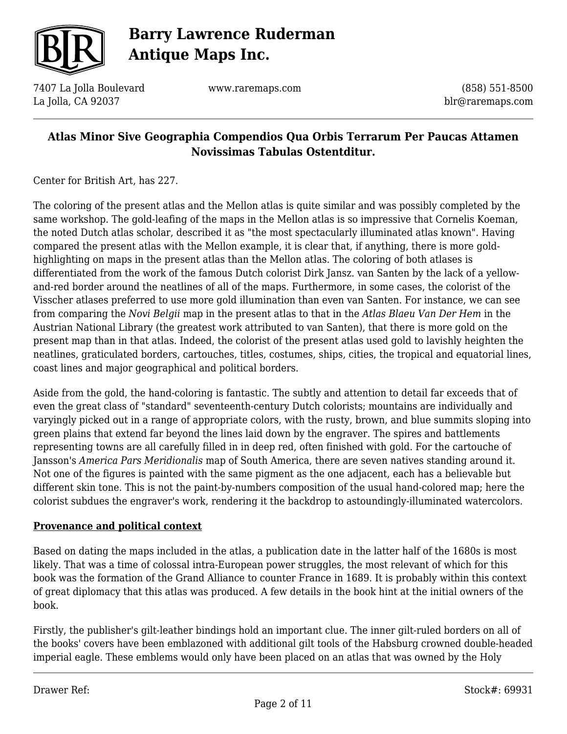Center for British Art, has 227.

The coloring of the present atlas and the Mellon atlas is quite similar and was possibly completed by the same workshop. The gold-leafing of the maps in the Mellon atlas is so impressive that Cornelis Koeman, the noted Dutch atlas scholar, described it as "the most spectacularly illuminated atlas known". Having compared the present atlas with the Mellon example, it is clear that, if anything, there is more gold-highlighting on maps in the present atlas than the Mellon atlas. The coloring of both atlases is differentiated from the work of the famous Dutch colorist Dirk Jansz. van Santen by the lack of a yellow-and-red border around the neatlines of all of the maps. Furthermore, in some cases, the colorist of the Visscher atlases preferred to use more gold illumination than even van Santen. For instance, we can see from comparing the *Novi Belgii* map in the present atlas to that in the *Atlas Blaeu Van Der Hem* in the Austrian National Library (the greatest work attributed to van Santen), that there is more gold on the present map than in that atlas. Indeed, the colorist of the present atlas used gold to lavishly heighten the neatlines, graticulated borders, cartouches, titles, costumes, ships, cities, the tropical and equatorial lines, coast lines and major geographical and political borders.

Aside from the gold, the hand-coloring is fantastic. The subtly and attention to detail far exceeds that of even the great class of "standard" seventeenth-century Dutch colorists; mountains are individually and varyingly picked out in a range of appropriate colors, with the rusty, brown, and blue summits sloping into green plains that extend far beyond the lines laid down by the engraver. The spires and battlements representing towns are all carefully filled in in deep red, often finished with gold. For the cartouche of Jansson's *America Pars Meridionalis* map of South America, there are seven natives standing around it. Not one of the figures is painted with the same pigment as the one adjacent, each has a believable but different skin tone. This is not the paint-by-numbers composition of the usual hand-colored map; here the colorist subdues the engraver's work, rendering it the backdrop to astoundingly-illuminated watercolors.

**Provenance and political context**

Based on dating the maps included in the atlas, a publication date in the latter half of the 1680s is most likely. That was a time of colossal intra-European power struggles, the most relevant of which for this book was the formation of the Grand Alliance to counter France in 1689. It is probably within this context of great diplomacy that this atlas was produced. A few details in the book hint at the initial owners of the book.

Firstly, the publisher's gilt-leather bindings hold an important clue. The inner gilt-ruled borders on all of the books' covers have been emblazoned with additional gilt tools of the Habsburg crowned double-headed imperial eagle. These emblems would only have been placed on an atlas that was owned by the Holy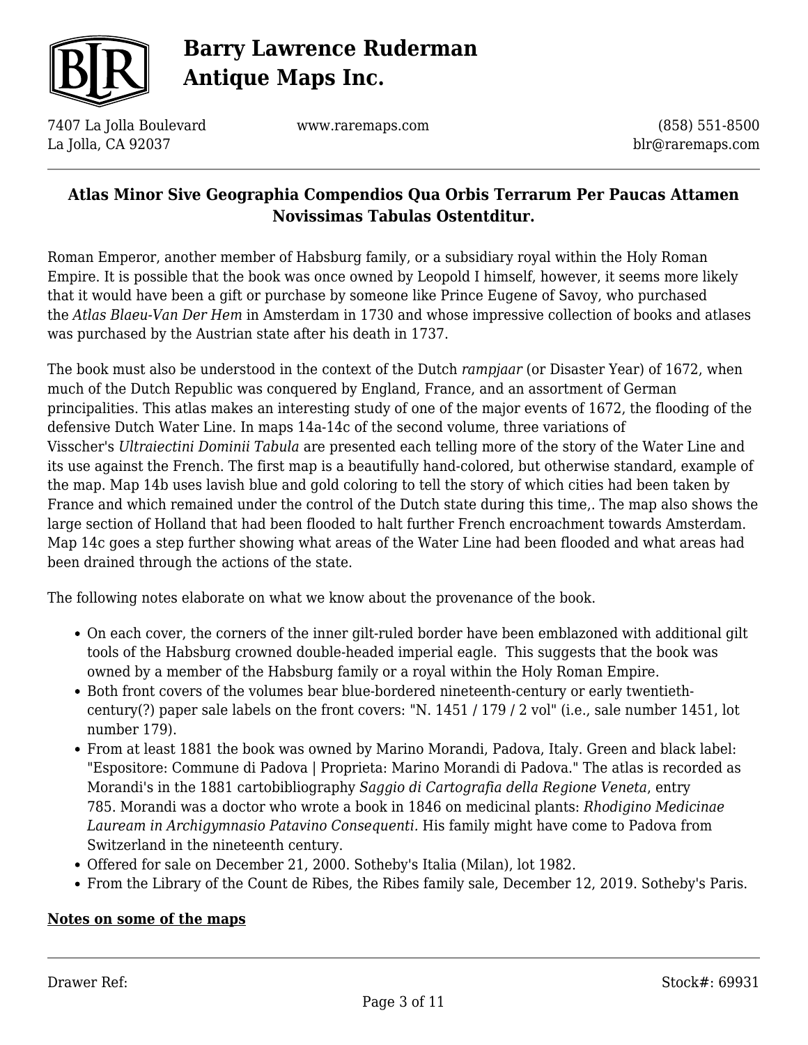**Atlas Minor Sive Geographia Compendios Qua Orbis Terrarum Per Paucas Attamen Novissimas Tabulas Ostentditur.**

Roman Emperor, another member of Habsburg family, or a subsidiary royal within the Holy Roman Empire. It is possible that the book was once owned by Leopold I himself, however, it seems more likely that it would have been a gift or purchase by someone like Prince Eugene of Savoy, who purchased the *Atlas Blaeu-Van Der Hem* in Amsterdam in 1730 and whose impressive collection of books and atlases was purchased by the Austrian state after his death in 1737.

The book must also be understood in the context of the Dutch *rampjaar* (or Disaster Year) of 1672, when much of the Dutch Republic was conquered by England, France, and an assortment of German principalities. This atlas makes an interesting study of one of the major events of 1672, the flooding of the defensive Dutch Water Line. In maps 14a-14c of the second volume, three variations of Visscher's *Ultraiectini Dominii Tabula* are presented each telling more of the story of the Water Line and its use against the French. The first map is a beautifully hand-colored, but otherwise standard, example of the map. Map 14b uses lavish blue and gold coloring to tell the story of which cities had been taken by France and which remained under the control of the Dutch state during this time,. The map also shows the large section of Holland that had been flooded to halt further French encroachment towards Amsterdam. Map 14c goes a step further showing what areas of the Water Line had been flooded and what areas had been drained through the actions of the state.

The following notes elaborate on what we know about the provenance of the book.

- On each cover, the corners of the inner gilt-ruled border have been emblazoned with additional gilt tools of the Habsburg crowned double-headed imperial eagle. This suggests that the book was owned by a member of the Habsburg family or a royal within the Holy Roman Empire.
- Both front covers of the volumes bear blue-bordered nineteenth-century or early twentieth-century(?) paper sale labels on the front covers: "N. 1451 / 179 / 2 vol" (i.e., sale number 1451, lot number 179).
- From at least 1881 the book was owned by Marino Morandi, Padova, Italy. Green and black label: "Espositore: Commune di Padova | Proprieta: Marino Morandi di Padova." The atlas is recorded as Morandi's in the 1881 cartobibliography *Saggio di Cartografia della Regione Veneta*, entry 785. Morandi was a doctor who wrote a book in 1846 on medicinal plants: *Rhodigino Medicinae Lauream in Archigymnasio Patavino Consequenti.* His family might have come to Padova from Switzerland in the nineteenth century.
- Offered for sale on December 21, 2000. Sotheby's Italia (Milan), lot 1982.
- From the Library of the Count de Ribes, the Ribes family sale, December 12, 2019. Sotheby's Paris.

**Notes on some of the maps**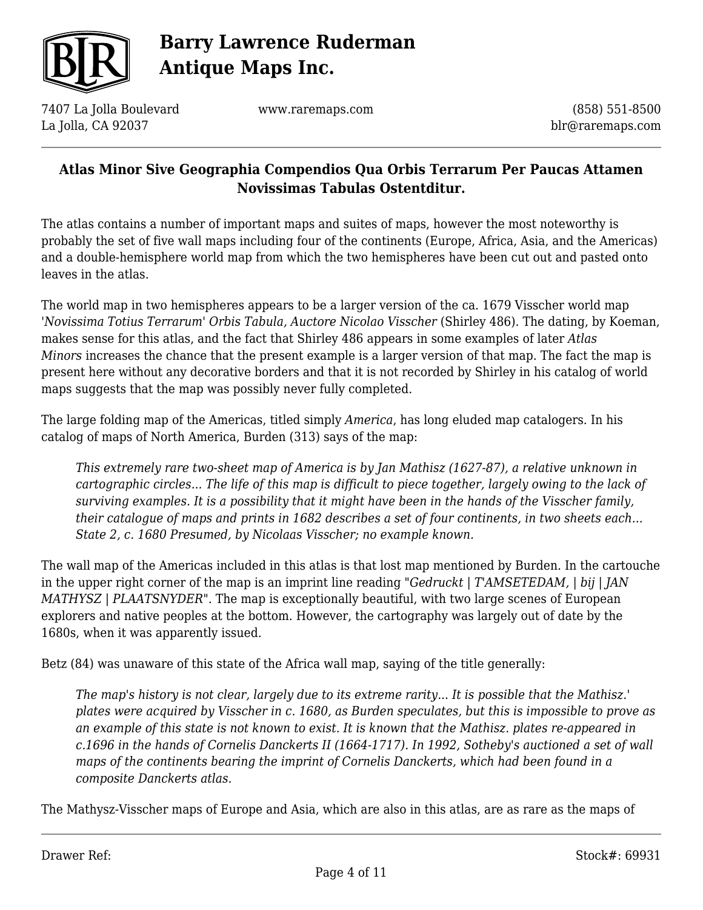**Atlas Minor Sive Geographia Compendios Qua Orbis Terrarum Per Paucas Attamen Novissimas Tabulas Ostentditur.**

The atlas contains a number of important maps and suites of maps, however the most noteworthy is probably the set of five wall maps including four of the continents (Europe, Africa, Asia, and the Americas) and a double-hemisphere world map from which the two hemispheres have been cut out and pasted onto leaves in the atlas.

The world map in two hemispheres appears to be a larger version of the ca. 1679 Visscher world map '*Novissima Totius Terrarum*' *Orbis Tabula, Auctore Nicolao Visscher* (Shirley 486). The dating, by Koeman, makes sense for this atlas, and the fact that Shirley 486 appears in some examples of later *Atlas Minors* increases the chance that the present example is a larger version of that map. The fact the map is present here without any decorative borders and that it is not recorded by Shirley in his catalog of world maps suggests that the map was possibly never fully completed.

The large folding map of the Americas, titled simply *America*, has long eluded map catalogers. In his catalog of maps of North America, Burden (313) says of the map:

> *This extremely rare two-sheet map of America is by Jan Mathisz (1627-87), a relative unknown in cartographic circles... The life of this map is difficult to piece together, largely owing to the lack of surviving examples. It is a possibility that it might have been in the hands of the Visscher family, their catalogue of maps and prints in 1682 describes a set of four continents, in two sheets each... State 2, c. 1680 Presumed, by Nicolaas Visscher; no example known.*

The wall map of the Americas included in this atlas is that lost map mentioned by Burden. In the cartouche in the upper right corner of the map is an imprint line reading "*Gedruckt | T'AMSETEDAM, | bij | JAN MATHYSZ | PLAATSNYDER*". The map is exceptionally beautiful, with two large scenes of European explorers and native peoples at the bottom. However, the cartography was largely out of date by the 1680s, when it was apparently issued.

Betz (84) was unaware of this state of the Africa wall map, saying of the title generally:

> *The map's history is not clear, largely due to its extreme rarity... It is possible that the Mathisz.' plates were acquired by Visscher in c. 1680, as Burden speculates, but this is impossible to prove as an example of this state is not known to exist. It is known that the Mathisz. plates re-appeared in c.1696 in the hands of Cornelis Danckerts II (1664-1717). In 1992, Sotheby's auctioned a set of wall maps of the continents bearing the imprint of Cornelis Danckerts, which had been found in a composite Danckerts atlas.*

The Mathysz-Visscher maps of Europe and Asia, which are also in this atlas, are as rare as the maps of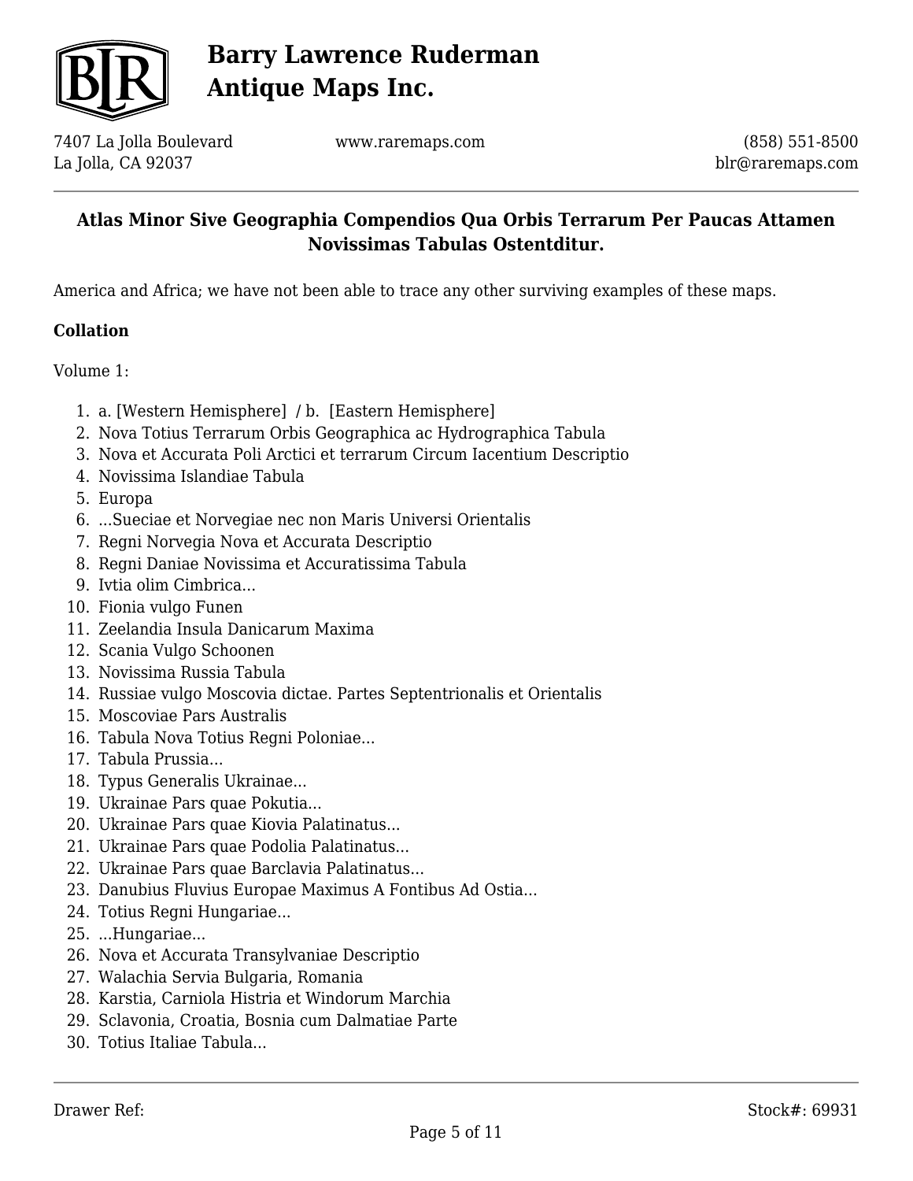America and Africa; we have not been able to trace any other surviving examples of these maps.

**Collation**

Volume 1:

1. a. [Western Hemisphere] / b. [Eastern Hemisphere]
2. Nova Totius Terrarum Orbis Geographica ac Hydrographica Tabula
3. Nova et Accurata Poli Arctici et terrarum Circum Iacentium Descriptio
4. Novissima Islandiae Tabula
5. Europa
6. ...Sueciae et Norvegiae nec non Maris Universi Orientalis
7. Regni Norvegia Nova et Accurata Descriptio
8. Regni Daniae Novissima et Accuratissima Tabula
9. Ivtia olim Cimbrica...
10. Fionia vulgo Funen
11. Zeelandia Insula Danicarum Maxima
12. Scania Vulgo Schoonen
13. Novissima Russia Tabula
14. Russiae vulgo Moscovia dictae. Partes Septentrionalis et Orientalis
15. Moscoviae Pars Australis
16. Tabula Nova Totius Regni Poloniae...
17. Tabula Prussia...
18. Typus Generalis Ukrainae...
19. Ukrainae Pars quae Pokutia...
20. Ukrainae Pars quae Kiovia Palatinatus...
21. Ukrainae Pars quae Podolia Palatinatus...
22. Ukrainae Pars quae Barclavia Palatinatus...
23. Danubius Fluvius Europae Maximus A Fontibus Ad Ostia...
24. Totius Regni Hungariae...
25. ...Hungariae...
26. Nova et Accurata Transylvaniae Descriptio
27. Walachia Servia Bulgaria, Romania
28. Karstia, Carniola Histria et Windorum Marchia
29. Sclavonia, Croatia, Bosnia cum Dalmatiae Parte
30. Totius Italiae Tabula...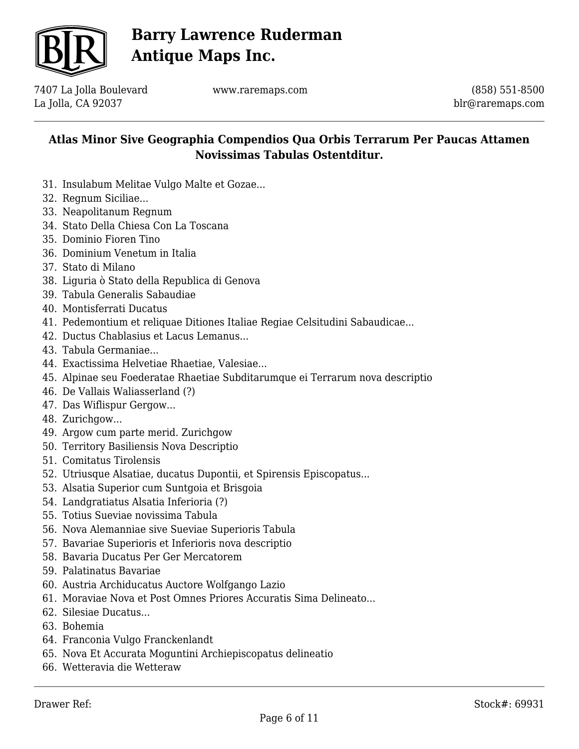**Atlas Minor Sive Geographia Compendios Qua Orbis Terrarum Per Paucas Attamen Novissimas Tabulas Ostentditur.**

31. Insulabum Melitae Vulgo Malte et Gozae...
32. Regnum Siciliae...
33. Neapolitanum Regnum
34. Stato Della Chiesa Con La Toscana
35. Dominio Fioren Tino
36. Dominium Venetum in Italia
37. Stato di Milano
38. Liguria ò Stato della Republica di Genova
39. Tabula Generalis Sabaudiae
40. Montisferrati Ducatus
41. Pedemontium et reliquae Ditiones Italiae Regiae Celsitudini Sabaudicae...
42. Ductus Chablasius et Lacus Lemanus...
43. Tabula Germaniae...
44. Exactissima Helvetiae Rhaetiae, Valesiae...
45. Alpinae seu Foederatae Rhaetiae Subditarumque ei Terrarum nova descriptio
46. De Vallais Waliasserland (?)
47. Das Wiflispur Gergow...
48. Zurichgow...
49. Argow cum parte merid. Zurichgow
50. Territory Basiliensis Nova Descriptio
51. Comitatus Tirolensis
52. Utriusque Alsatiae, ducatus Dupontii, et Spirensis Episcopatus...
53. Alsatia Superior cum Suntgoia et Brisgoia
54. Landgratiatus Alsatia Inferioria (?)
55. Totius Sueviae novissima Tabula
56. Nova Alemanniae sive Sueviae Superioris Tabula
57. Bavariae Superioris et Inferioris nova descriptio
58. Bavaria Ducatus Per Ger Mercatorem
59. Palatinatus Bavariae
60. Austria Archiducatus Auctore Wolfgango Lazio
61. Moraviae Nova et Post Omnes Priores Accuratis Sima Delineato...
62. Silesiae Ducatus...
63. Bohemia
64. Franconia Vulgo Franckenlandt
65. Nova Et Accurata Moguntini Archiepiscopatus delineatio
66. Wetteravia die Wetteraw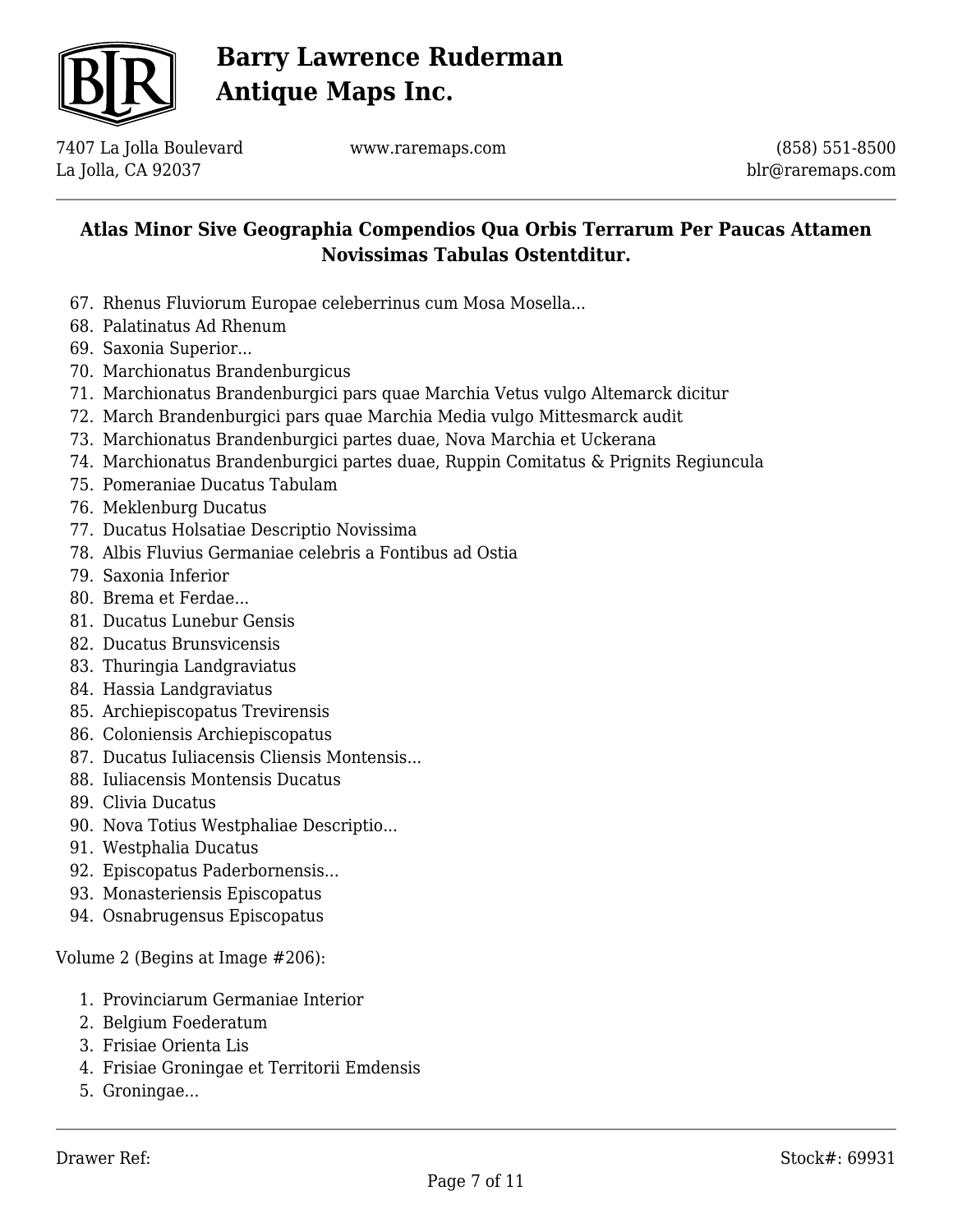67. Rhenus Fluviorum Europae celeberrinus cum Mosa Mosella...
68. Palatinatus Ad Rhenum
69. Saxonia Superior...
70. Marchionatus Brandenburgicus
71. Marchionatus Brandenburgici pars quae Marchia Vetus vulgo Altemarck dicitur
72. March Brandenburgici pars quae Marchia Media vulgo Mittesmarck audit
73. Marchionatus Brandenburgici partes duae, Nova Marchia et Uckerana
74. Marchionatus Brandenburgici partes duae, Ruppin Comitatus & Prignits Regiuncula
75. Pomeraniae Ducatus Tabulam
76. Meklenburg Ducatus
77. Ducatus Holsatiae Descriptio Novissima
78. Albis Fluvius Germaniae celebris a Fontibus ad Ostia
79. Saxonia Inferior
80. Brema et Ferdae...
81. Ducatus Lunebur Gensis
82. Ducatus Brunsvicensis
83. Thuringia Landgraviatus
84. Hassia Landgraviatus
85. Archiepiscopatus Trevirensis
86. Coloniensis Archiepiscopatus
87. Ducatus Iuliacensis Cliensis Montensis...
88. Iuliacensis Montensis Ducatus
89. Clivia Ducatus
90. Nova Totius Westphaliae Descriptio...
91. Westphalia Ducatus
92. Episcopatus Paderbornensis...
93. Monasteriensis Episcopatus
94. Osnabrugensus Episcopatus

Volume 2 (Begins at Image #206):

1. Provinciarum Germaniae Interior
2. Belgium Foederatum
3. Frisiae Orienta Lis
4. Frisiae Groningae et Territorii Emdensis
5. Groningae...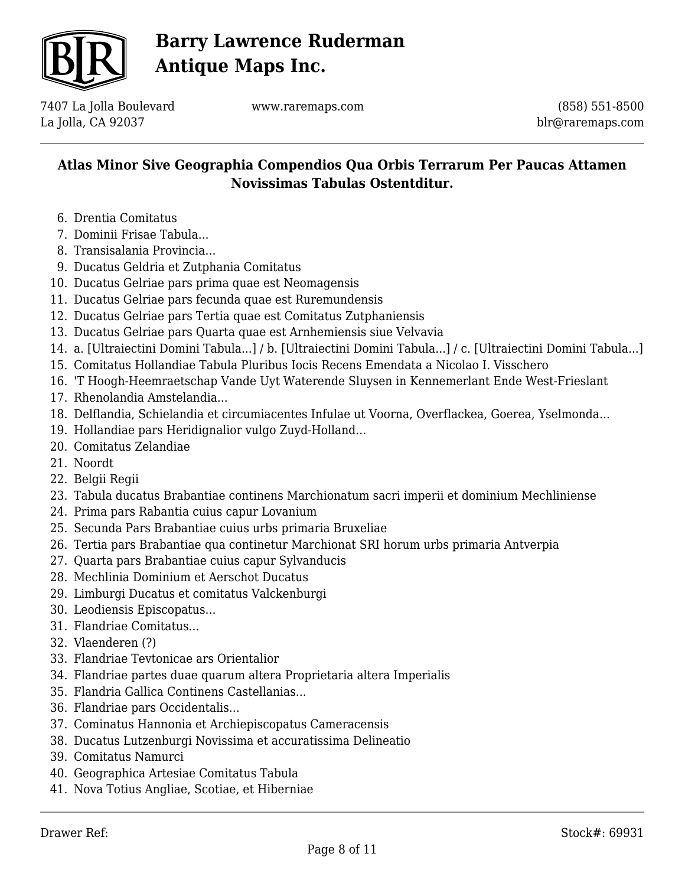## Atlas Minor Sive Geographia Compendios Qua Orbis Terrarum Per Paucas Attamen Novissimas Tabulas Ostentditur.

6. Drentia Comitatus
7. Dominii Frisae Tabula...
8. Transisalania Provincia...
9. Ducatus Geldria et Zutphania Comitatus
10. Ducatus Gelriae pars prima quae est Neomagensis
11. Ducatus Gelriae pars fecunda quae est Ruremundensis
12. Ducatus Gelriae pars Tertia quae est Comitatus Zutphaniensis
13. Ducatus Gelriae pars Quarta quae est Arnhemiensis siue Velvavia
14. a. [Ultraiectini Domini Tabula...] / b. [Ultraiectini Domini Tabula...] / c. [Ultraiectini Domini Tabula...]
15. Comitatus Hollandiae Tabula Pluribus Iocis Recens Emendata a Nicolao I. Visschero
16. 'T Hoogh-Heemraetschap Vande Uyt Waterende Sluysen in Kennemerlant Ende West-Frieslant
17. Rhenolandia Amstelandia...
18. Delflandia, Schielandia et circumiacentes Infulae ut Voorna, Overflackea, Goerea, Yselmonda...
19. Hollandiae pars Heridignalior vulgo Zuyd-Holland...
20. Comitatus Zelandiae
21. Noordt
22. Belgii Regii
23. Tabula ducatus Brabantiae continens Marchionatum sacri imperii et dominium Mechliniense
24. Prima pars Rabantia cuius capur Lovanium
25. Secunda Pars Brabantiae cuius urbs primaria Bruxeliae
26. Tertia pars Brabantiae qua continetur Marchionat SRI horum urbs primaria Antverpia
27. Quarta pars Brabantiae cuius capur Sylvanducis
28. Mechlinia Dominium et Aerschot Ducatus
29. Limburgi Ducatus et comitatus Valckenburgi
30. Leodiensis Episcopatus...
31. Flandriae Comitatus...
32. Vlaenderen (?)
33. Flandriae Tevtonicae ars Orientalior
34. Flandriae partes duae quarum altera Proprietaria altera Imperialis
35. Flandria Gallica Continens Castellanias...
36. Flandriae pars Occidentalis...
37. Cominatus Hannonia et Archiepiscopatus Cameracensis
38. Ducatus Lutzenburgi Novissima et accuratissima Delineatio
39. Comitatus Namurci
40. Geographica Artesiae Comitatus Tabula
41. Nova Totius Angliae, Scotiae, et Hiberniae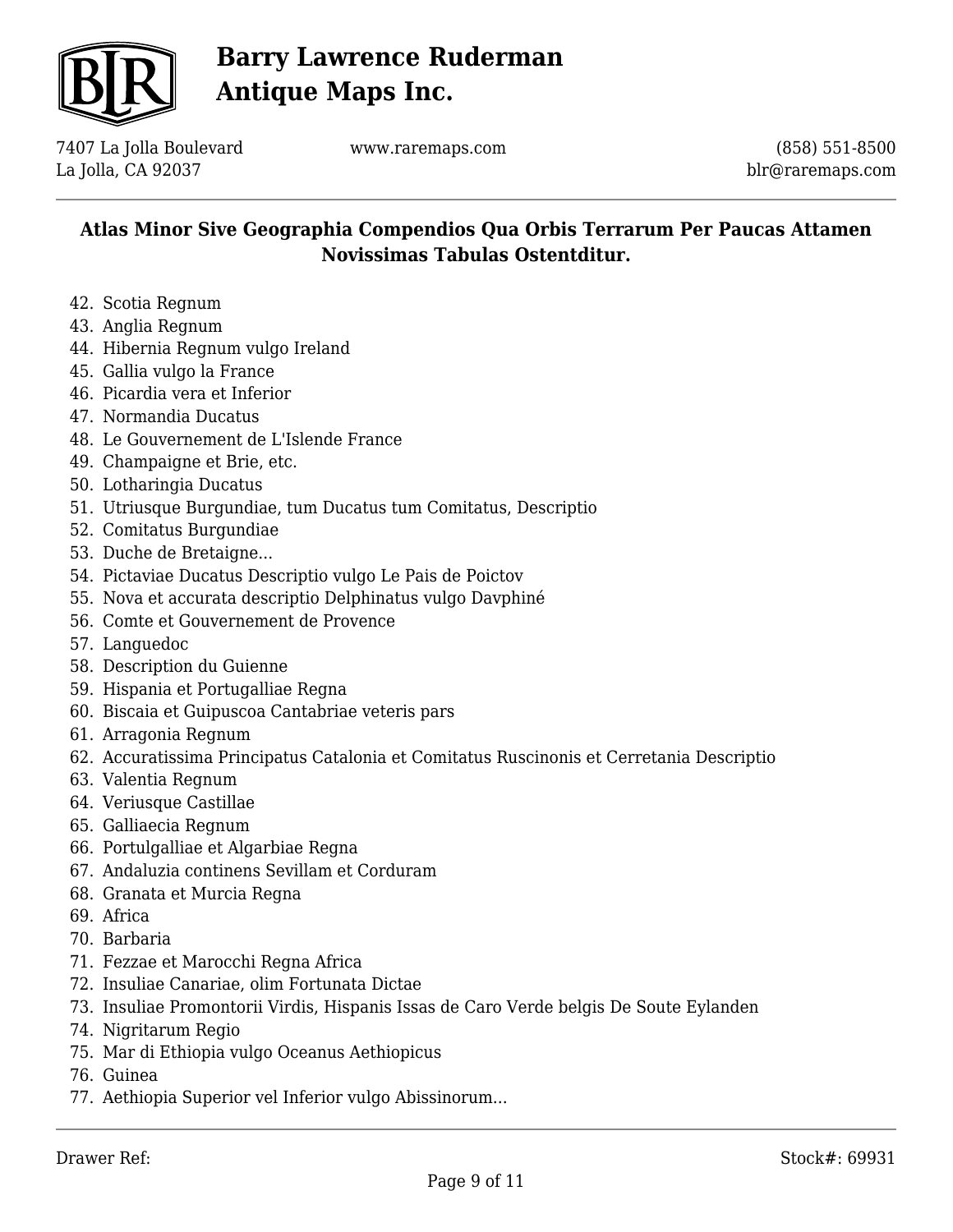42. Scotia Regnum
43. Anglia Regnum
44. Hibernia Regnum vulgo Ireland
45. Gallia vulgo la France
46. Picardia vera et Inferior
47. Normandia Ducatus
48. Le Gouvernement de L'Islende France
49. Champaigne et Brie, etc.
50. Lotharingia Ducatus
51. Utriusque Burgundiae, tum Ducatus tum Comitatus, Descriptio
52. Comitatus Burgundiae
53. Duche de Bretaigne...
54. Pictaviae Ducatus Descriptio vulgo Le Pais de Poictov
55. Nova et accurata descriptio Delphinatus vulgo Davphiné
56. Comte et Gouvernement de Provence
57. Languedoc
58. Description du Guienne
59. Hispania et Portugalliae Regna
60. Biscaia et Guipuscoa Cantabriae veteris pars
61. Arragonia Regnum
62. Accuratissima Principatus Catalonia et Comitatus Ruscinonis et Cerretania Descriptio
63. Valentia Regnum
64. Veriusque Castillae
65. Galliaecia Regnum
66. Portulgalliae et Algarbiae Regna
67. Andaluzia continens Sevillam et Corduram
68. Granata et Murcia Regna
69. Africa
70. Barbaria
71. Fezzae et Marocchi Regna Africa
72. Insuliae Canariae, olim Fortunata Dictae
73. Insuliae Promontorii Virdis, Hispanis Issas de Caro Verde belgis De Soute Eylanden
74. Nigritarum Regio
75. Mar di Ethiopia vulgo Oceanus Aethiopicus
76. Guinea
77. Aethiopia Superior vel Inferior vulgo Abissinorum...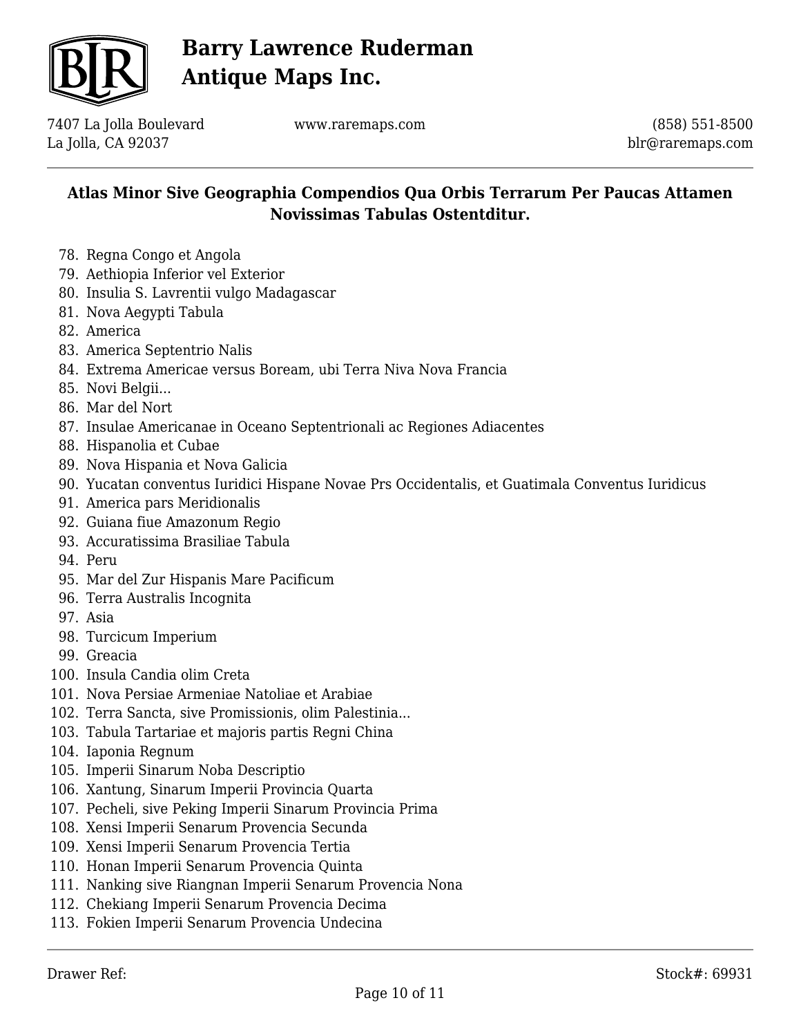## Atlas Minor Sive Geographia Compendios Qua Orbis Terrarum Per Paucas Attamen Novissimas Tabulas Ostentditur.

78. Regna Congo et Angola
79. Aethiopia Inferior vel Exterior
80. Insulia S. Lavrentii vulgo Madagascar
81. Nova Aegypti Tabula
82. America
83. America Septentrio Nalis
84. Extrema Americae versus Boream, ubi Terra Niva Nova Francia
85. Novi Belgii...
86. Mar del Nort
87. Insulae Americanae in Oceano Septentrionali ac Regiones Adiacentes
88. Hispanolia et Cubae
89. Nova Hispania et Nova Galicia
90. Yucatan conventus Iuridici Hispane Novae Prs Occidentalis, et Guatimala Conventus Iuridicus
91. America pars Meridionalis
92. Guiana fiue Amazonum Regio
93. Accuratissima Brasiliae Tabula
94. Peru
95. Mar del Zur Hispanis Mare Pacificum
96. Terra Australis Incognita
97. Asia
98. Turcicum Imperium
99. Greacia
100. Insula Candia olim Creta
101. Nova Persiae Armeniae Natoliae et Arabiae
102. Terra Sancta, sive Promissionis, olim Palestinia...
103. Tabula Tartariae et majoris partis Regni China
104. Iaponia Regnum
105. Imperii Sinarum Noba Descriptio
106. Xantung, Sinarum Imperii Provincia Quarta
107. Pecheli, sive Peking Imperii Sinarum Provincia Prima
108. Xensi Imperii Senarum Provencia Secunda
109. Xensi Imperii Senarum Provencia Tertia
110. Honan Imperii Senarum Provencia Quinta
111. Nanking sive Riangnan Imperii Senarum Provencia Nona
112. Chekiang Imperii Senarum Provencia Decima
113. Fokien Imperii Senarum Provencia Undecina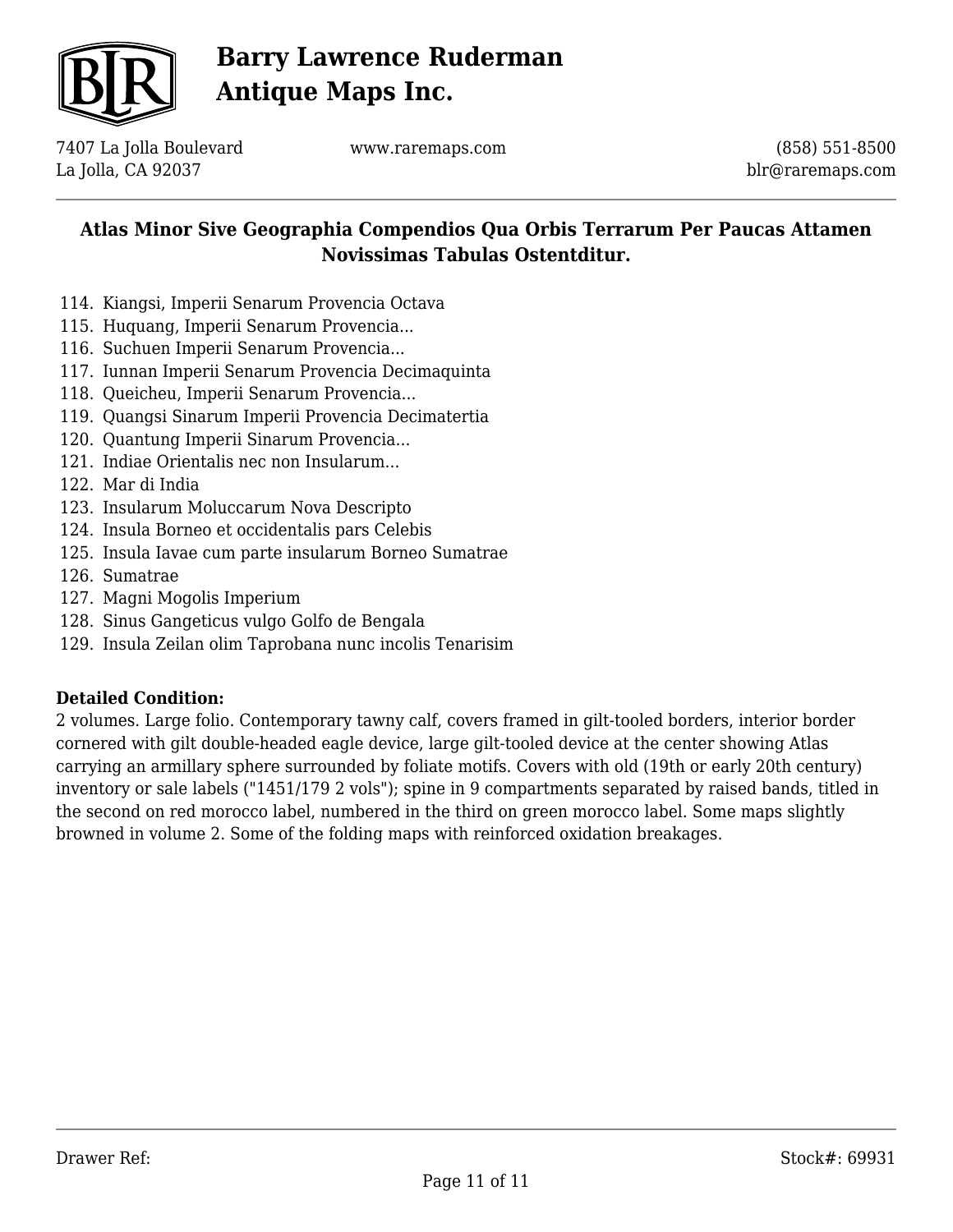## Atlas Minor Sive Geographia Compendios Qua Orbis Terrarum Per Paucas Attamen Novissimas Tabulas Ostentditur.

114. Kiangsi, Imperii Senarum Provencia Octava
115. Huquang, Imperii Senarum Provencia...
116. Suchuen Imperii Senarum Provencia...
117. Iunnan Imperii Senarum Provencia Decimaquinta
118. Queicheu, Imperii Senarum Provencia...
119. Quangsi Sinarum Imperii Provencia Decimatertia
120. Quantung Imperii Sinarum Provencia...
121. Indiae Orientalis nec non Insularum...
122. Mar di India
123. Insularum Moluccarum Nova Descripto
124. Insula Borneo et occidentalis pars Celebis
125. Insula Iavae cum parte insularum Borneo Sumatrae
126. Sumatrae
127. Magni Mogolis Imperium
128. Sinus Gangeticus vulgo Golfo de Bengala
129. Insula Zeilan olim Taprobana nunc incolis Tenarisim

**Detailed Condition:**
2 volumes. Large folio. Contemporary tawny calf, covers framed in gilt-tooled borders, interior border cornered with gilt double-headed eagle device, large gilt-tooled device at the center showing Atlas carrying an armillary sphere surrounded by foliate motifs. Covers with old (19th or early 20th century) inventory or sale labels ("1451/179 2 vols"); spine in 9 compartments separated by raised bands, titled in the second on red morocco label, numbered in the third on green morocco label. Some maps slightly browned in volume 2. Some of the folding maps with reinforced oxidation breakages.